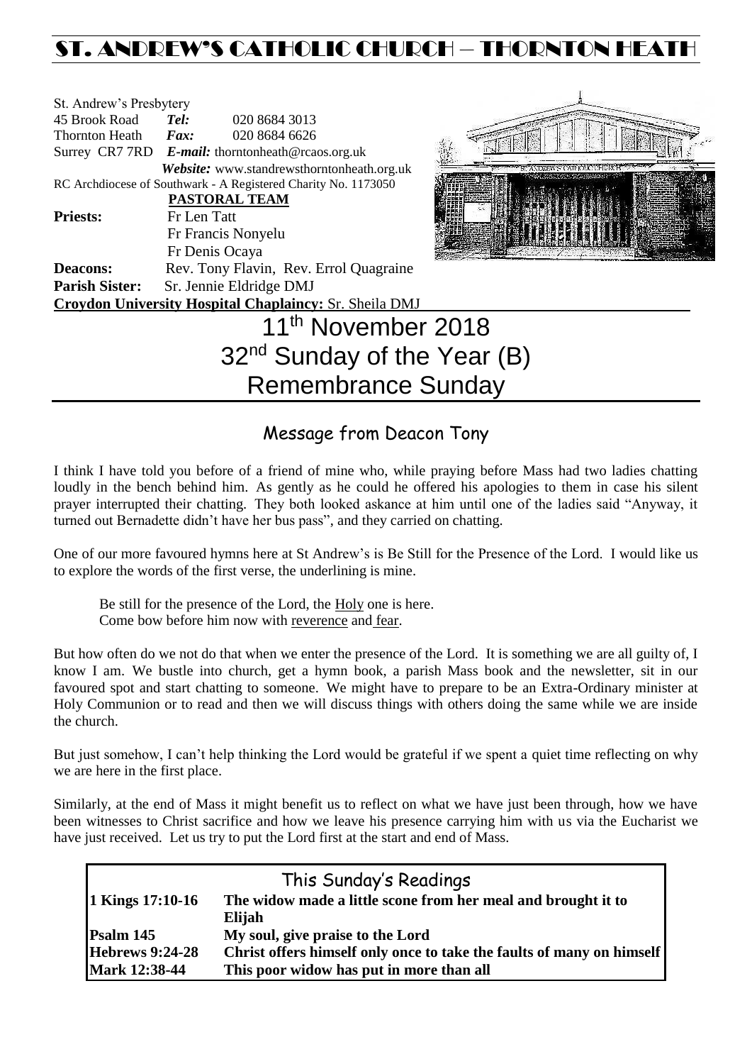# ST. ANDREW'S CATHOLIC CHURCH – THORNTON HEATH

St. Andrew's Presbytery
45 Brook Road **Tel:** 020 8684 3013
Thornton Heath **Fax:** 020 8684 6626
Surrey CR7 7RD **E-mail:** thorntonheath@rcaos.org.uk
**Website:** www.standrewsthorntonheath.org.uk
RC Archdiocese of Southwark - A Registered Charity No. 1173050

**PASTORAL TEAM**

**Priests:** Fr Len Tatt
Fr Francis Nonyelu
Fr Denis Ocaya
**Deacons:** Rev. Tony Flavin, Rev. Errol Quagraine
**Parish Sister:** Sr. Jennie Eldridge DMJ
**Croydon University Hospital Chaplaincy:** Sr. Sheila DMJ

# 11th November 2018
# 32nd Sunday of the Year (B)
# Remembrance Sunday

## Message from Deacon Tony

I think I have told you before of a friend of mine who, while praying before Mass had two ladies chatting loudly in the bench behind him. As gently as he could he offered his apologies to them in case his silent prayer interrupted their chatting. They both looked askance at him until one of the ladies said "Anyway, it turned out Bernadette didn't have her bus pass", and they carried on chatting.

One of our more favoured hymns here at St Andrew's is Be Still for the Presence of the Lord. I would like us to explore the words of the first verse, the underlining is mine.

Be still for the presence of the Lord, the Holy one is here.
Come bow before him now with reverence and fear.

But how often do we not do that when we enter the presence of the Lord. It is something we are all guilty of, I know I am. We bustle into church, get a hymn book, a parish Mass book and the newsletter, sit in our favoured spot and start chatting to someone. We might have to prepare to be an Extra-Ordinary minister at Holy Communion or to read and then we will discuss things with others doing the same while we are inside the church.

But just somehow, I can't help thinking the Lord would be grateful if we spent a quiet time reflecting on why we are here in the first place.

Similarly, at the end of Mass it might benefit us to reflect on what we have just been through, how we have been witnesses to Christ sacrifice and how we leave his presence carrying him with us via the Eucharist we have just received. Let us try to put the Lord first at the start and end of Mass.

## This Sunday's Readings

| | |
|---|---|
| **1 Kings 17:10-16** | **The widow made a little scone from her meal and brought it to Elijah** |
| **Psalm 145** | **My soul, give praise to the Lord** |
| **Hebrews 9:24-28** | **Christ offers himself only once to take the faults of many on himself** |
| **Mark 12:38-44** | **This poor widow has put in more than all** |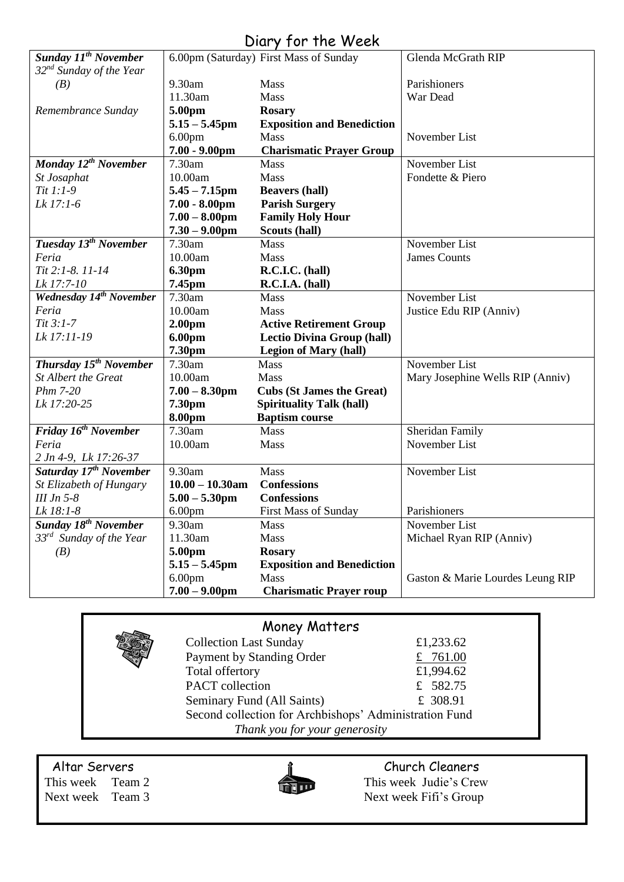# Diary for the Week

| Day | Time | Event | Intention |
|---|---|---|---|
| ***Sunday 11th November*** | 6.00pm (Saturday) | First Mass of Sunday | Glenda McGrath RIP |
| *32nd Sunday of the Year (B)* | 9.30am | Mass | Parishioners |
| | 11.30am | Mass | War Dead |
| *Remembrance Sunday* | **5.00pm** | **Rosary** | |
| | **5.15 – 5.45pm** | **Exposition and Benediction** | |
| | 6.00pm | Mass | November List |
| | **7.00 - 9.00pm** | **Charismatic Prayer Group** | |
| ***Monday 12th November*** | 7.30am | Mass | November List |
| *St Josaphat* | 10.00am | Mass | Fondette & Piero |
| *Tit 1:1-9* | **5.45 – 7.15pm** | **Beavers (hall)** | |
| *Lk 17:1-6* | **7.00 - 8.00pm** | **Parish Surgery** | |
| | **7.00 – 8.00pm** | **Family Holy Hour** | |
| | **7.30 – 9.00pm** | **Scouts (hall)** | |
| ***Tuesday 13th November*** | 7.30am | Mass | November List |
| *Feria* | 10.00am | Mass | James Counts |
| *Tit 2:1-8. 11-14* | **6.30pm** | **R.C.I.C. (hall)** | |
| *Lk 17:7-10* | **7.45pm** | **R.C.I.A. (hall)** | |
| ***Wednesday 14th November*** | 7.30am | Mass | November List |
| *Feria* | 10.00am | Mass | Justice Edu RIP (Anniv) |
| *Tit 3:1-7* | **2.00pm** | **Active Retirement Group** | |
| *Lk 17:11-19* | **6.00pm** | **Lectio Divina Group (hall)** | |
| | **7.30pm** | **Legion of Mary (hall)** | |
| ***Thursday 15th November*** | 7.30am | Mass | November List |
| *St Albert the Great* | 10.00am | Mass | Mary Josephine Wells RIP (Anniv) |
| *Phm 7-20* | **7.00 – 8.30pm** | **Cubs (St James the Great)** | |
| *Lk 17:20-25* | **7.30pm** | **Spirituality Talk (hall)** | |
| | **8.00pm** | **Baptism course** | |
| ***Friday 16th November*** | 7.30am | Mass | Sheridan Family |
| *Feria* | 10.00am | Mass | November List |
| *2 Jn 4-9, Lk 17:26-37* | | | |
| ***Saturday 17th November*** | 9.30am | Mass | November List |
| *St Elizabeth of Hungary* | **10.00 – 10.30am** | **Confessions** | |
| *III Jn 5-8* | **5.00 – 5.30pm** | **Confessions** | |
| *Lk 18:1-8* | 6.00pm | First Mass of Sunday | Parishioners |
| ***Sunday 18th November*** | 9.30am | Mass | November List |
| *33rd Sunday of the Year (B)* | 11.30am | Mass | Michael Ryan RIP (Anniv) |
| | **5.00pm** | **Rosary** | |
| | **5.15 – 5.45pm** | **Exposition and Benediction** | |
| | 6.00pm | Mass | Gaston & Marie Lourdes Leung RIP |
| | **7.00 – 9.00pm** | **Charismatic Prayer roup** | |

## Money Matters

| | |
|---|---|
| Collection Last Sunday | £1,233.62 |
| Payment by Standing Order | £ 761.00 |
| Total offertory | £1,994.62 |
| PACT collection | £ 582.75 |
| Seminary Fund (All Saints) | £ 308.91 |

Second collection for Archbishops' Administration Fund

*Thank you for your generosity*

## Altar Servers

This week Team 2

Next week Team 3

## Church Cleaners

This week Judie's Crew

Next week Fifi's Group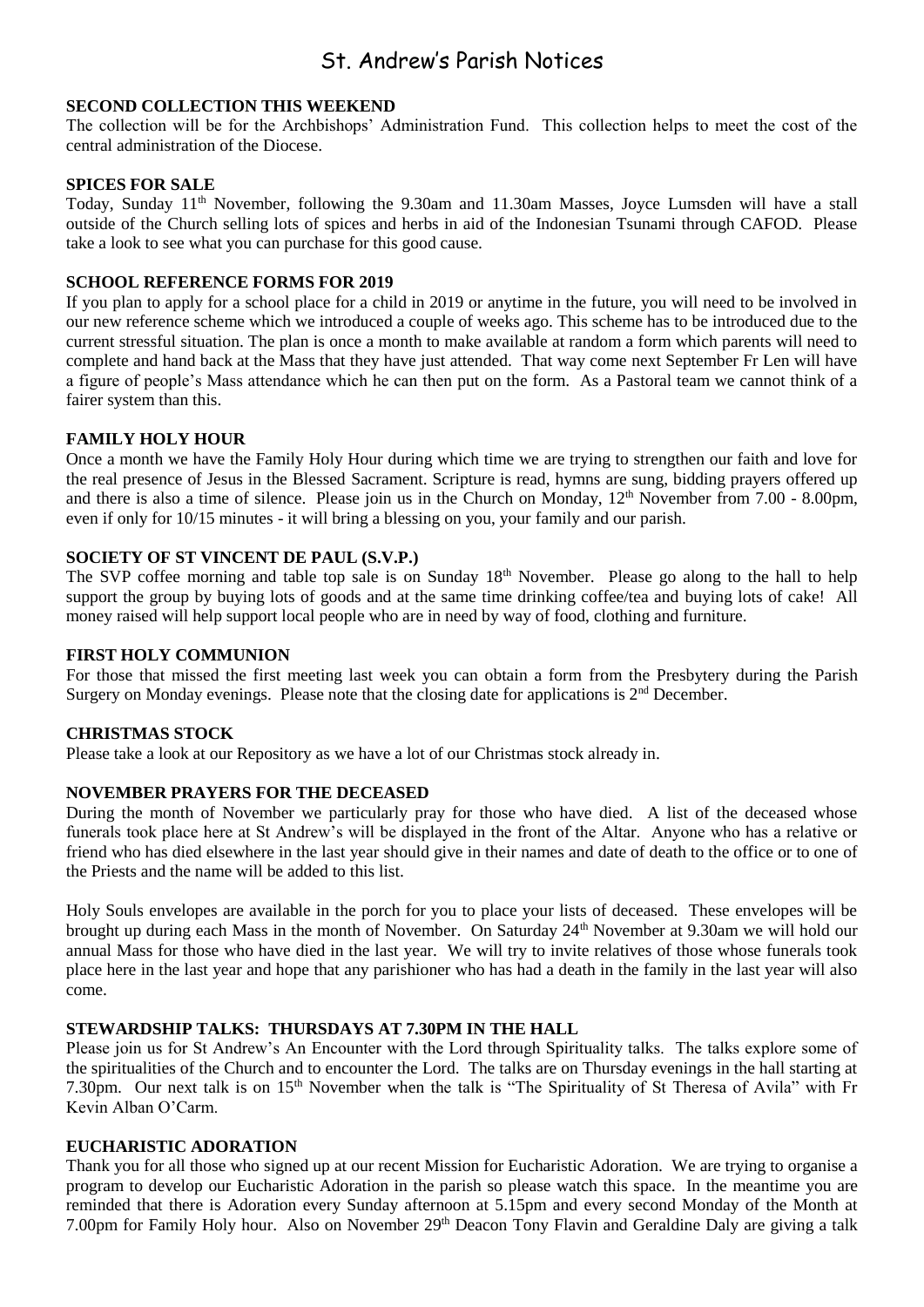# St. Andrew's Parish Notices

**SECOND COLLECTION THIS WEEKEND**

The collection will be for the Archbishops' Administration Fund. This collection helps to meet the cost of the central administration of the Diocese.

**SPICES FOR SALE**

Today, Sunday 11th November, following the 9.30am and 11.30am Masses, Joyce Lumsden will have a stall outside of the Church selling lots of spices and herbs in aid of the Indonesian Tsunami through CAFOD. Please take a look to see what you can purchase for this good cause.

**SCHOOL REFERENCE FORMS FOR 2019**

If you plan to apply for a school place for a child in 2019 or anytime in the future, you will need to be involved in our new reference scheme which we introduced a couple of weeks ago. This scheme has to be introduced due to the current stressful situation. The plan is once a month to make available at random a form which parents will need to complete and hand back at the Mass that they have just attended. That way come next September Fr Len will have a figure of people's Mass attendance which he can then put on the form. As a Pastoral team we cannot think of a fairer system than this.

**FAMILY HOLY HOUR**

Once a month we have the Family Holy Hour during which time we are trying to strengthen our faith and love for the real presence of Jesus in the Blessed Sacrament. Scripture is read, hymns are sung, bidding prayers offered up and there is also a time of silence. Please join us in the Church on Monday, 12th November from 7.00 - 8.00pm, even if only for 10/15 minutes - it will bring a blessing on you, your family and our parish.

**SOCIETY OF ST VINCENT DE PAUL (S.V.P.)**

The SVP coffee morning and table top sale is on Sunday 18th November. Please go along to the hall to help support the group by buying lots of goods and at the same time drinking coffee/tea and buying lots of cake! All money raised will help support local people who are in need by way of food, clothing and furniture.

**FIRST HOLY COMMUNION**

For those that missed the first meeting last week you can obtain a form from the Presbytery during the Parish Surgery on Monday evenings. Please note that the closing date for applications is 2nd December.

**CHRISTMAS STOCK**

Please take a look at our Repository as we have a lot of our Christmas stock already in.

**NOVEMBER PRAYERS FOR THE DECEASED**

During the month of November we particularly pray for those who have died. A list of the deceased whose funerals took place here at St Andrew's will be displayed in the front of the Altar. Anyone who has a relative or friend who has died elsewhere in the last year should give in their names and date of death to the office or to one of the Priests and the name will be added to this list.

Holy Souls envelopes are available in the porch for you to place your lists of deceased. These envelopes will be brought up during each Mass in the month of November. On Saturday 24th November at 9.30am we will hold our annual Mass for those who have died in the last year. We will try to invite relatives of those whose funerals took place here in the last year and hope that any parishioner who has had a death in the family in the last year will also come.

**STEWARDSHIP TALKS: THURSDAYS AT 7.30PM IN THE HALL**

Please join us for St Andrew's An Encounter with the Lord through Spirituality talks. The talks explore some of the spiritualities of the Church and to encounter the Lord. The talks are on Thursday evenings in the hall starting at 7.30pm. Our next talk is on 15th November when the talk is "The Spirituality of St Theresa of Avila" with Fr Kevin Alban O'Carm.

**EUCHARISTIC ADORATION**

Thank you for all those who signed up at our recent Mission for Eucharistic Adoration. We are trying to organise a program to develop our Eucharistic Adoration in the parish so please watch this space. In the meantime you are reminded that there is Adoration every Sunday afternoon at 5.15pm and every second Monday of the Month at 7.00pm for Family Holy hour. Also on November 29th Deacon Tony Flavin and Geraldine Daly are giving a talk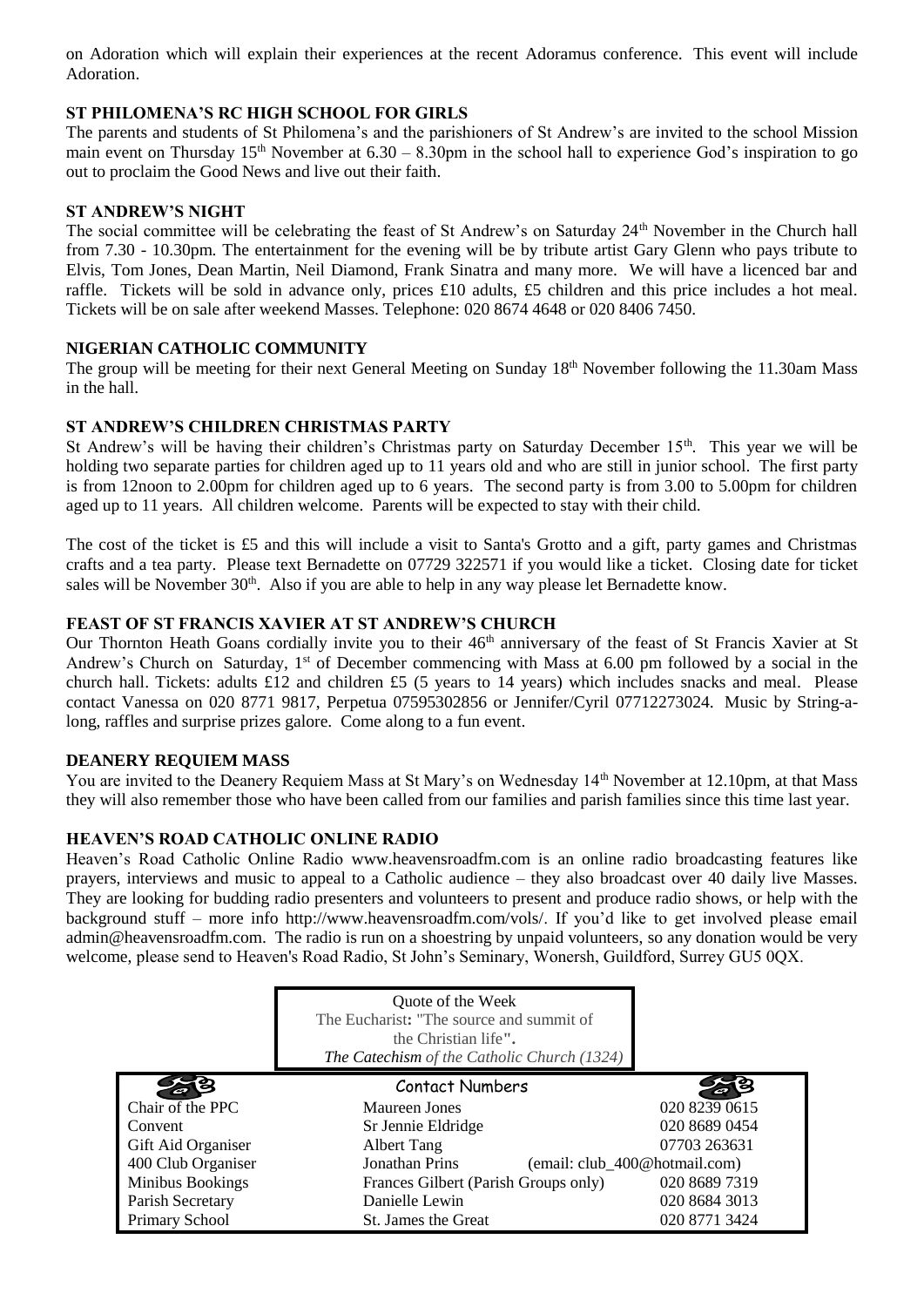on Adoration which will explain their experiences at the recent Adoramus conference. This event will include Adoration.

### ST PHILOMENA'S RC HIGH SCHOOL FOR GIRLS

The parents and students of St Philomena's and the parishioners of St Andrew's are invited to the school Mission main event on Thursday 15th November at 6.30 – 8.30pm in the school hall to experience God's inspiration to go out to proclaim the Good News and live out their faith.

### ST ANDREW'S NIGHT

The social committee will be celebrating the feast of St Andrew's on Saturday 24th November in the Church hall from 7.30 - 10.30pm. The entertainment for the evening will be by tribute artist Gary Glenn who pays tribute to Elvis, Tom Jones, Dean Martin, Neil Diamond, Frank Sinatra and many more. We will have a licenced bar and raffle. Tickets will be sold in advance only, prices £10 adults, £5 children and this price includes a hot meal. Tickets will be on sale after weekend Masses. Telephone: 020 8674 4648 or 020 8406 7450.

### NIGERIAN CATHOLIC COMMUNITY

The group will be meeting for their next General Meeting on Sunday 18th November following the 11.30am Mass in the hall.

### ST ANDREW'S CHILDREN CHRISTMAS PARTY

St Andrew's will be having their children's Christmas party on Saturday December 15th. This year we will be holding two separate parties for children aged up to 11 years old and who are still in junior school. The first party is from 12noon to 2.00pm for children aged up to 6 years. The second party is from 3.00 to 5.00pm for children aged up to 11 years. All children welcome. Parents will be expected to stay with their child.

The cost of the ticket is £5 and this will include a visit to Santa's Grotto and a gift, party games and Christmas crafts and a tea party. Please text Bernadette on 07729 322571 if you would like a ticket. Closing date for ticket sales will be November 30th. Also if you are able to help in any way please let Bernadette know.

### FEAST OF ST FRANCIS XAVIER AT ST ANDREW'S CHURCH

Our Thornton Heath Goans cordially invite you to their 46th anniversary of the feast of St Francis Xavier at St Andrew's Church on Saturday, 1st of December commencing with Mass at 6.00 pm followed by a social in the church hall. Tickets: adults £12 and children £5 (5 years to 14 years) which includes snacks and meal. Please contact Vanessa on 020 8771 9817, Perpetua 07595302856 or Jennifer/Cyril 07712273024. Music by String-a-long, raffles and surprise prizes galore. Come along to a fun event.

### DEANERY REQUIEM MASS

You are invited to the Deanery Requiem Mass at St Mary's on Wednesday 14th November at 12.10pm, at that Mass they will also remember those who have been called from our families and parish families since this time last year.

### HEAVEN'S ROAD CATHOLIC ONLINE RADIO

Heaven's Road Catholic Online Radio www.heavensroadfm.com is an online radio broadcasting features like prayers, interviews and music to appeal to a Catholic audience – they also broadcast over 40 daily live Masses. They are looking for budding radio presenters and volunteers to present and produce radio shows, or help with the background stuff – more info http://www.heavensroadfm.com/vols/. If you'd like to get involved please email admin@heavensroadfm.com. The radio is run on a shoestring by unpaid volunteers, so any donation would be very welcome, please send to Heaven's Road Radio, St John's Seminary, Wonersh, Guildford, Surrey GU5 0QX.

Quote of the Week

The Eucharist**:** "The source and summit of the Christian life"**.**

***The Catechism** of the Catholic Church (1324)*

**Contact Numbers**

| | | |
|---|---|---|
| Chair of the PPC | Maureen Jones | 020 8239 0615 |
| Convent | Sr Jennie Eldridge | 020 8689 0454 |
| Gift Aid Organiser | Albert Tang | 07703 263631 |
| 400 Club Organiser | Jonathan Prins | (email: club_400@hotmail.com) |
| Minibus Bookings | Frances Gilbert (Parish Groups only) | 020 8689 7319 |
| Parish Secretary | Danielle Lewin | 020 8684 3013 |
| Primary School | St. James the Great | 020 8771 3424 |